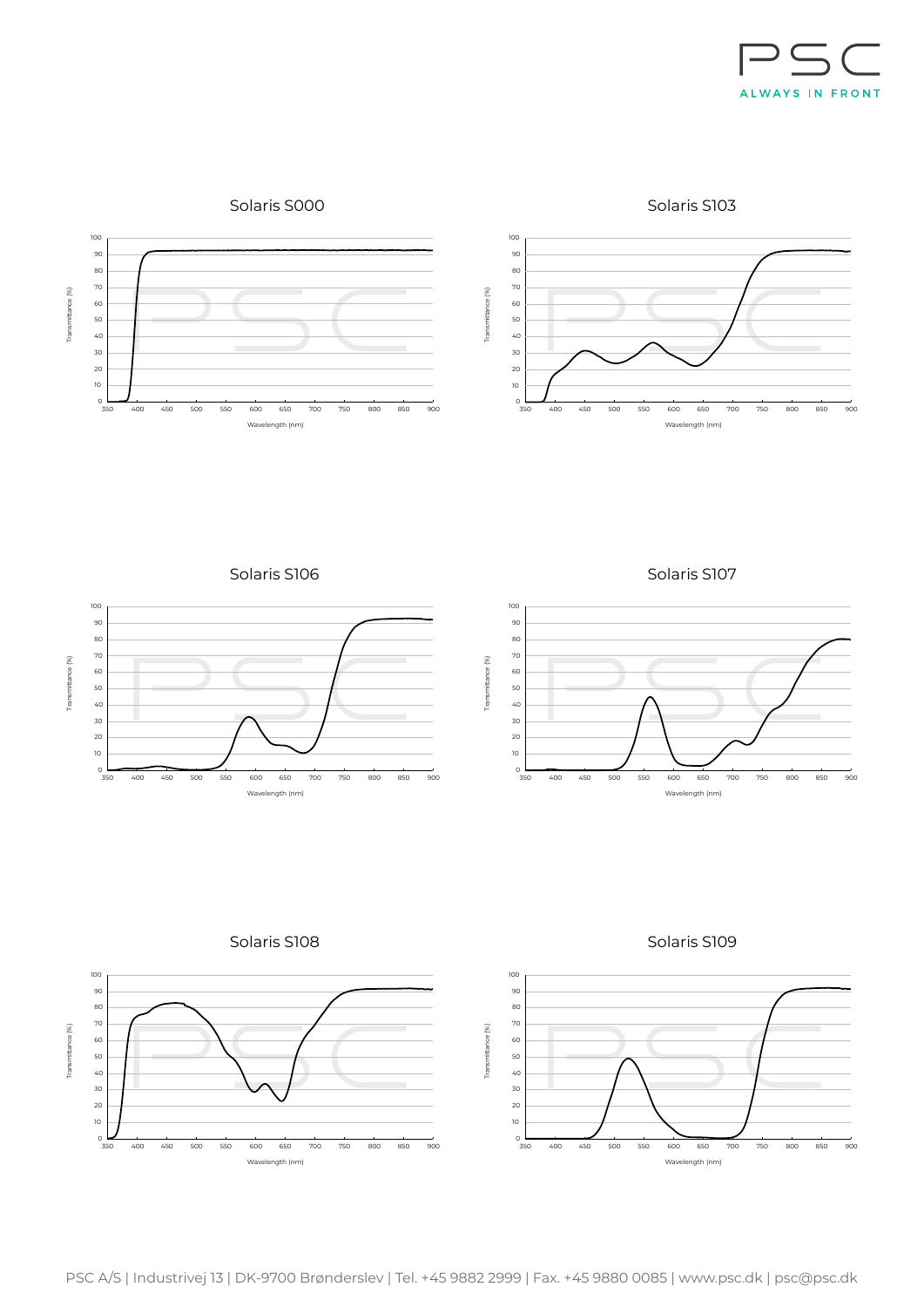## Solaris S000

Transmittance (%)

Wavelength (nm)

## Solaris S103

Transmittance (%)

Wavelength (nm)

## Solaris S106

Transmittance (%)

Wavelength (nm)

## Solaris S107

Transmittance (%)

Wavelength (nm)

## Solaris S108

Transmittance (%)

Wavelength (nm)

## Solaris S109

Transmittance (%)

Wavelength (nm)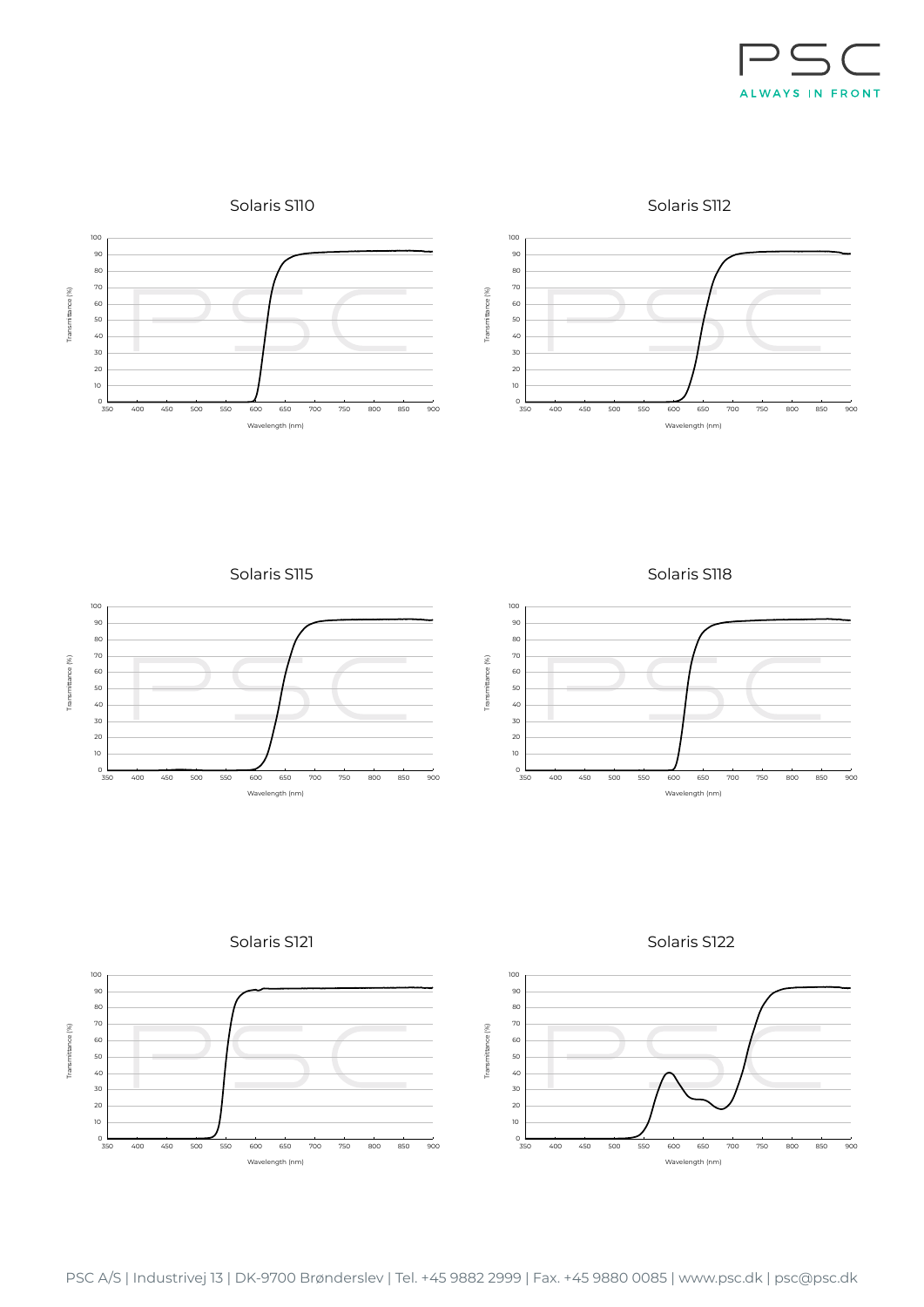## Solaris S110

Transmittance (%) vs. Wavelength (nm)

## Solaris S112

Transmittance (%) vs. Wavelength (nm)

## Solaris S115

Transmittance (%) vs. Wavelength (nm)

## Solaris S118

Transmittance (%) vs. Wavelength (nm)

## Solaris S121

Transmittance (%) vs. Wavelength (nm)

## Solaris S122

Transmittance (%) vs. Wavelength (nm)

PSC A/S | Industrivej 13 | DK-9700 Brønderslev | Tel. +45 9882 2999 | Fax. +45 9880 0085 | www.psc.dk | psc@psc.dk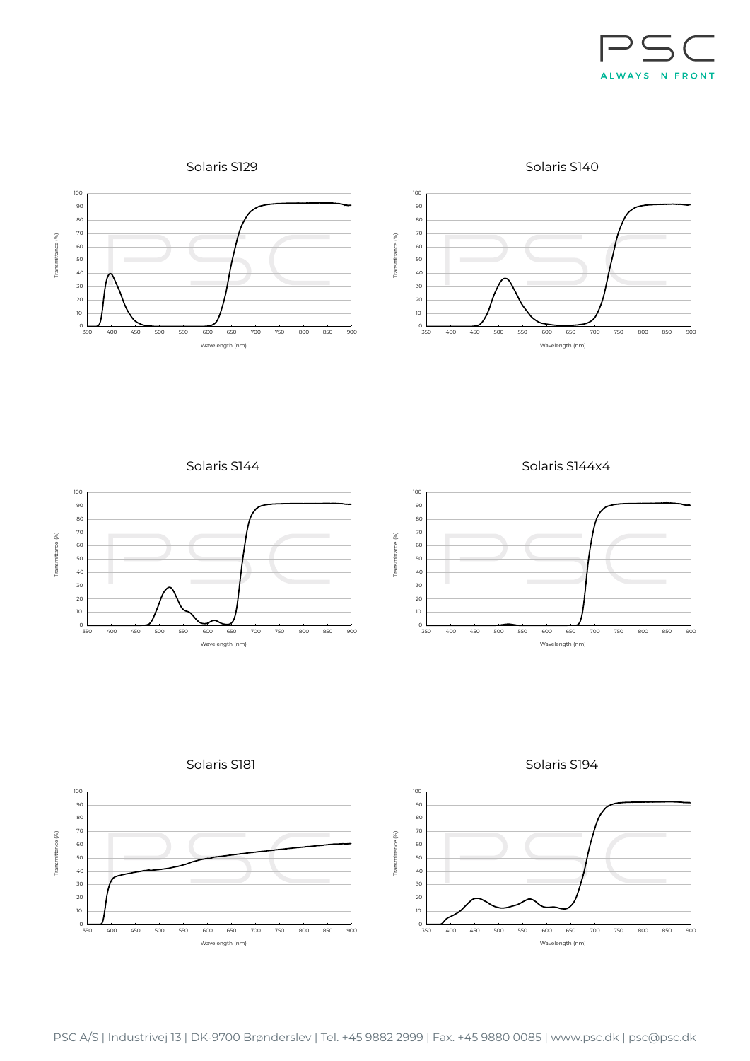## Solaris S129

Transmittance (%)

Wavelength (nm)

## Solaris S140

Transmittance (%)

Wavelength (nm)

## Solaris S144

Transmittance (%)

Wavelength (nm)

## Solaris S144x4

Transmittance (%)

Wavelength (nm)

## Solaris S181

Transmittance (%)

Wavelength (nm)

## Solaris S194

Transmittance (%)

Wavelength (nm)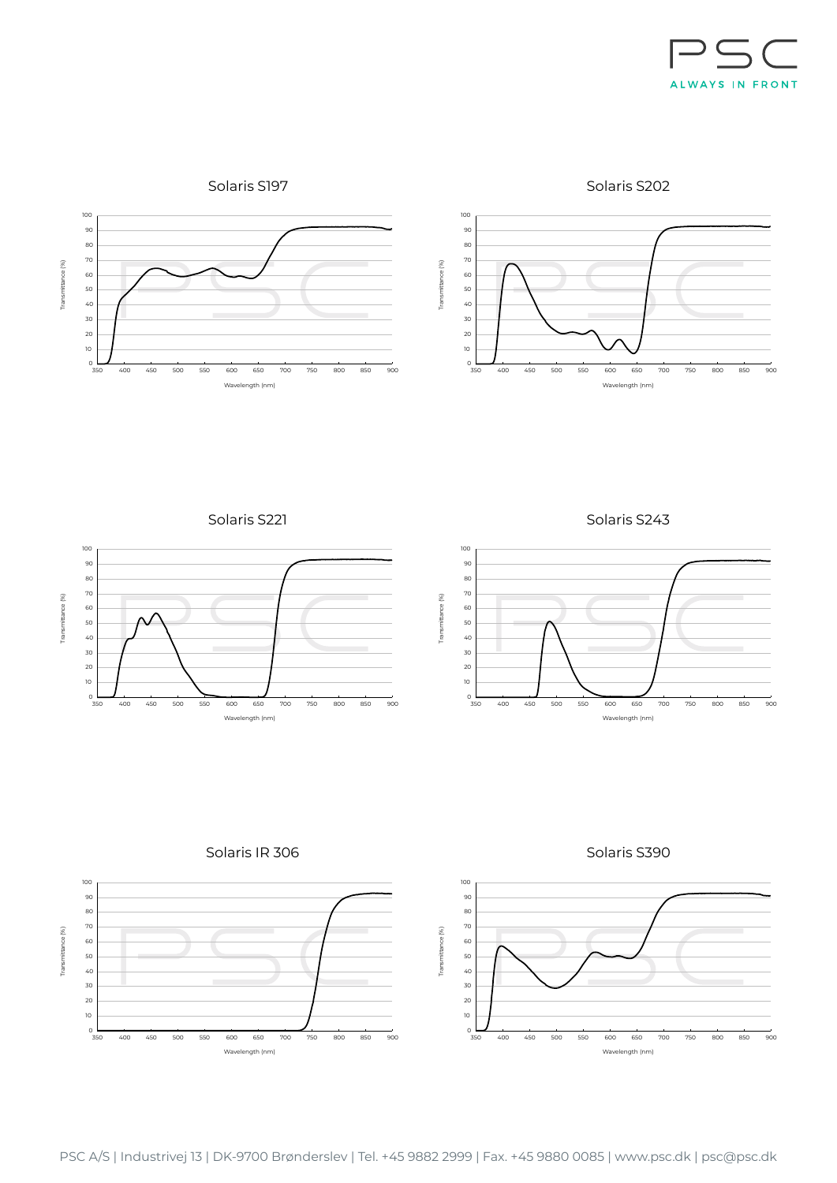## Solaris S197

Transmittance (%)

Wavelength (nm)

## Solaris S202

Transmittance (%)

Wavelength (nm)

## Solaris S221

Transmittance (%)

Wavelength (nm)

## Solaris S243

Transmittance (%)

Wavelength (nm)

## Solaris IR 306

Transmittance (%)

Wavelength (nm)

## Solaris S390

Transmittance (%)

Wavelength (nm)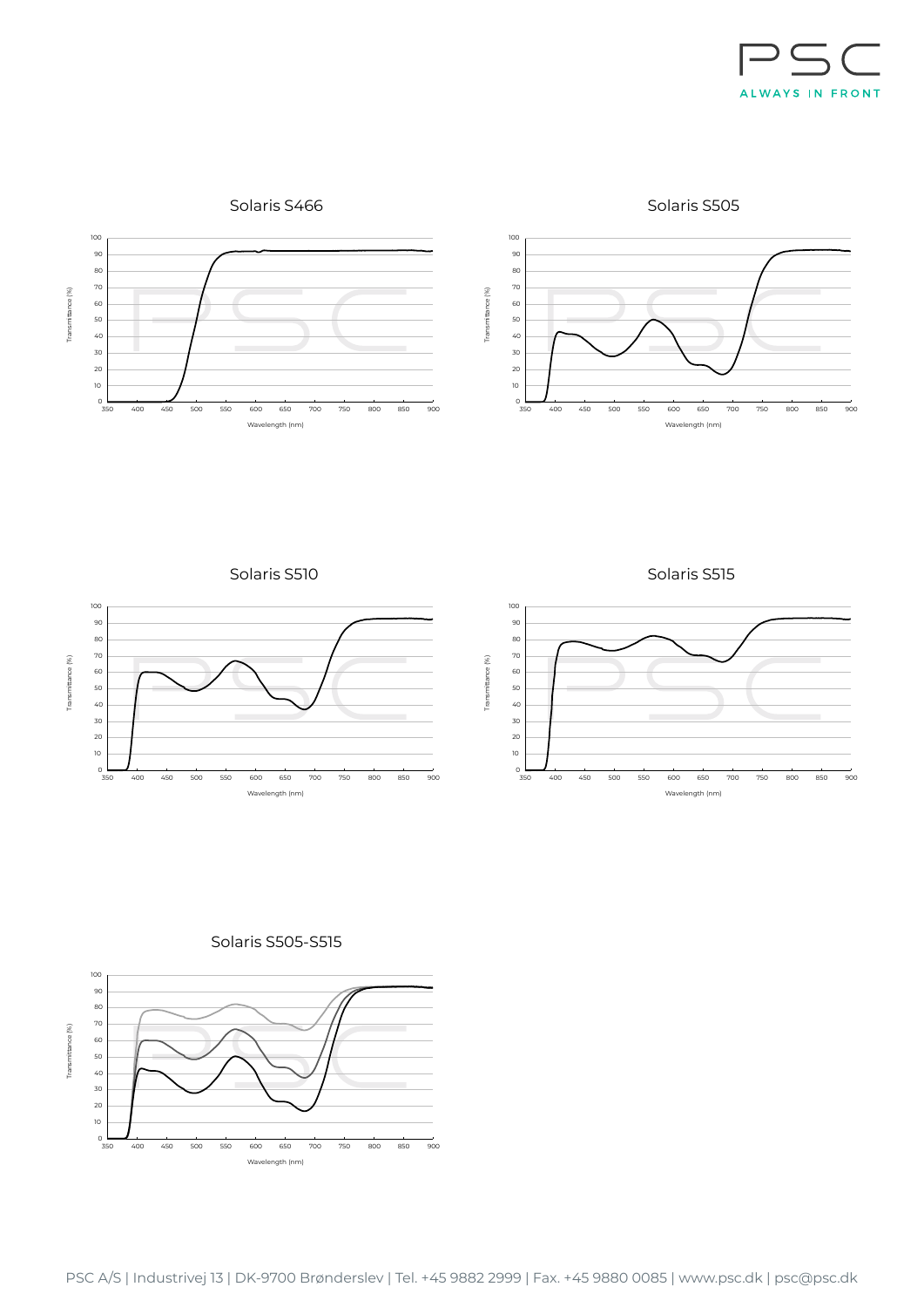## Solaris S466

Transmittance (%)

Wavelength (nm)

## Solaris S505

Transmittance (%)

Wavelength (nm)

## Solaris S510

Transmittance (%)

Wavelength (nm)

## Solaris S515

Transmittance (%)

Wavelength (nm)

## Solaris S505-S515

Transmittance (%)

Wavelength (nm)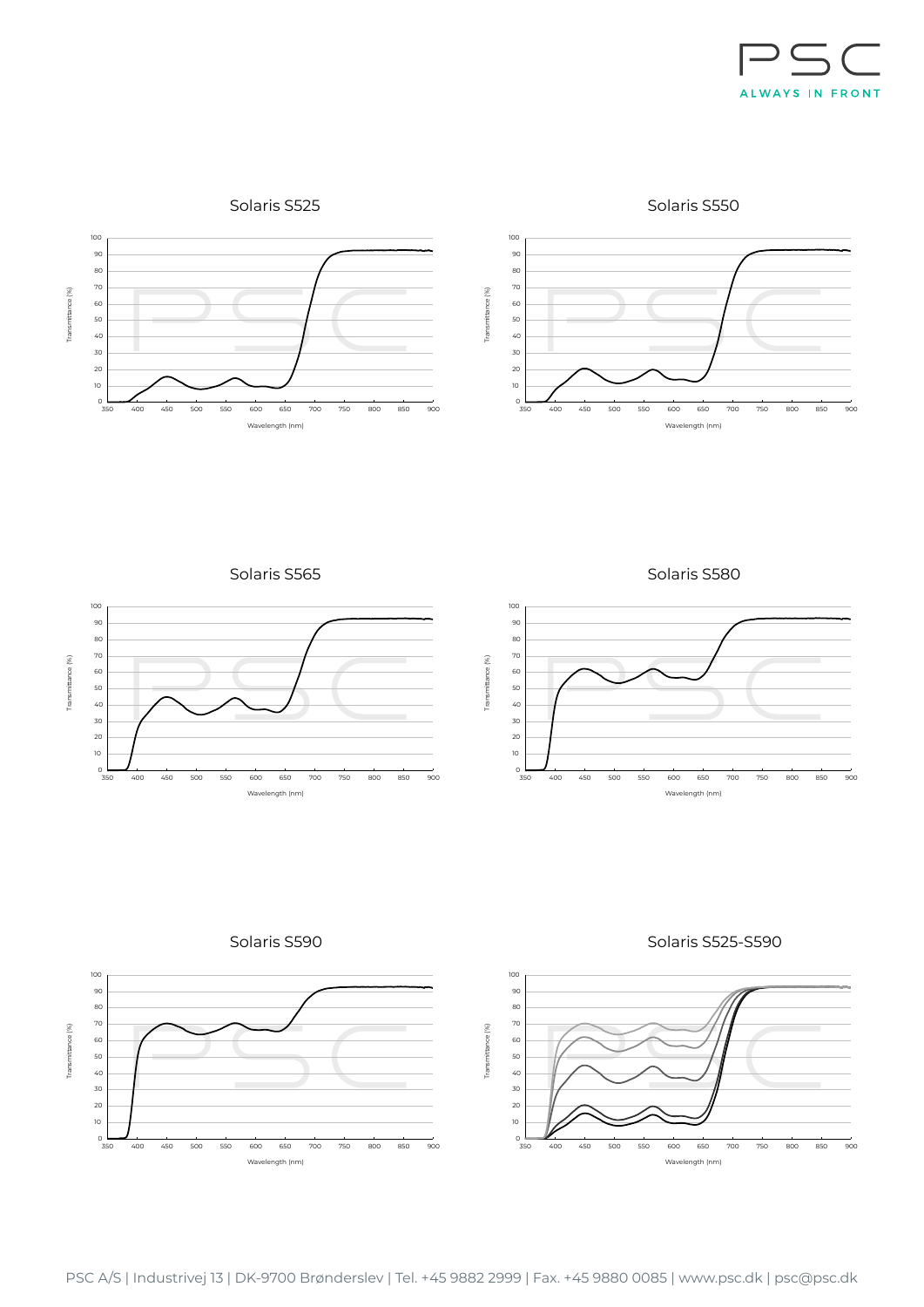## Solaris S525

Transmittance (%)

Wavelength (nm)

## Solaris S550

Transmittance (%)

Wavelength (nm)

## Solaris S565

Transmittance (%)

Wavelength (nm)

## Solaris S580

Transmittance (%)

Wavelength (nm)

## Solaris S590

Transmittance (%)

Wavelength (nm)

## Solaris S525-S590

Transmittance (%)

Wavelength (nm)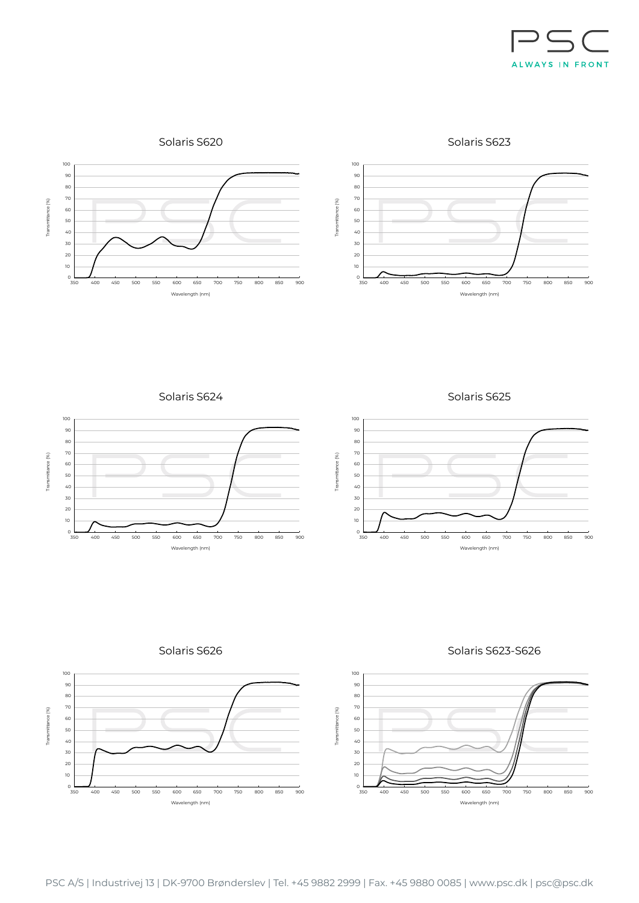## Solaris S620

## Solaris S623

## Solaris S624

## Solaris S625

## Solaris S626

## Solaris S623-S626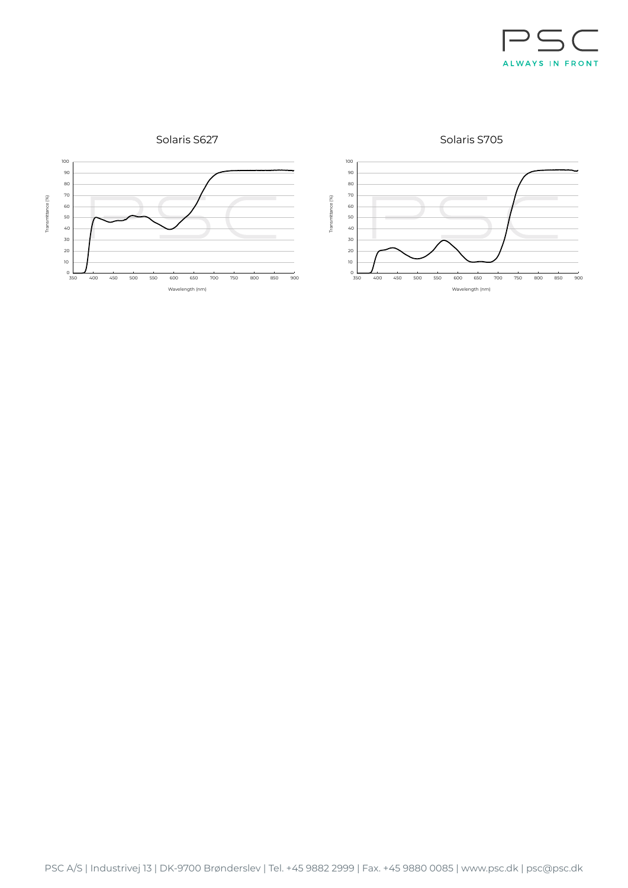Solaris S627

Transmittance (%)

100
90
80
70
60
50
40
30
20
10
0

350 400 450 500 550 600 650 700 750 800 850 900

Wavelength (nm)

Solaris S705

Transmittance (%)

100
90
80
70
60
50
40
30
20
10
0

350 400 450 500 550 600 650 700 750 800 850 900

Wavelength (nm)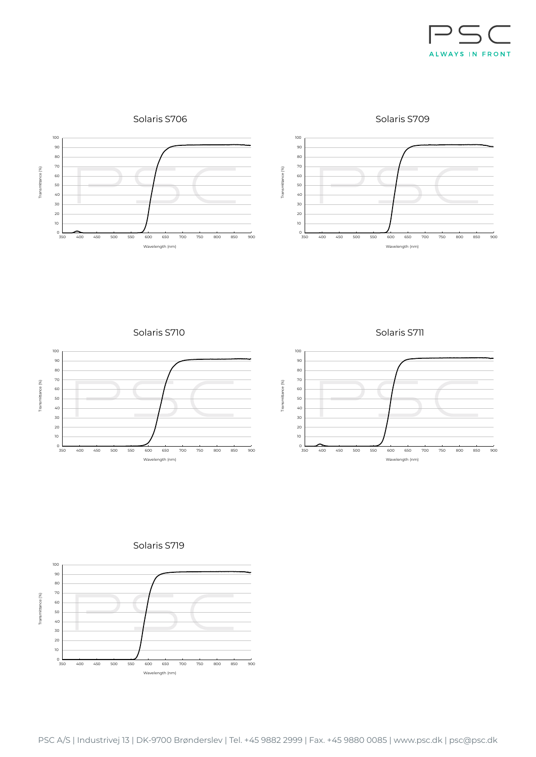## Solaris S706

100
90
80
70
60
50
40
30
20
10
0

Transmittance (%)

350 400 450 500 550 600 650 700 750 800 850 900

Wavelength (nm)

## Solaris S709

100
90
80
70
60
50
40
30
20
10
0

Transmittance (%)

350 400 450 500 550 600 650 700 750 800 850 900

Wavelength (nm)

## Solaris S710

100
90
80
70
60
50
40
30
20
10
0

Transmittance (%)

350 400 450 500 550 600 650 700 750 800 850 900

Wavelength (nm)

## Solaris S711

100
90
80
70
60
50
40
30
20
10
0

Transmittance (%)

350 400 450 500 550 600 650 700 750 800 850 900

Wavelength (nm)

## Solaris S719

100
90
80
70
60
50
40
30
20
10
0

Transmittance (%)

350 400 450 500 550 600 650 700 750 800 850 900

Wavelength (nm)